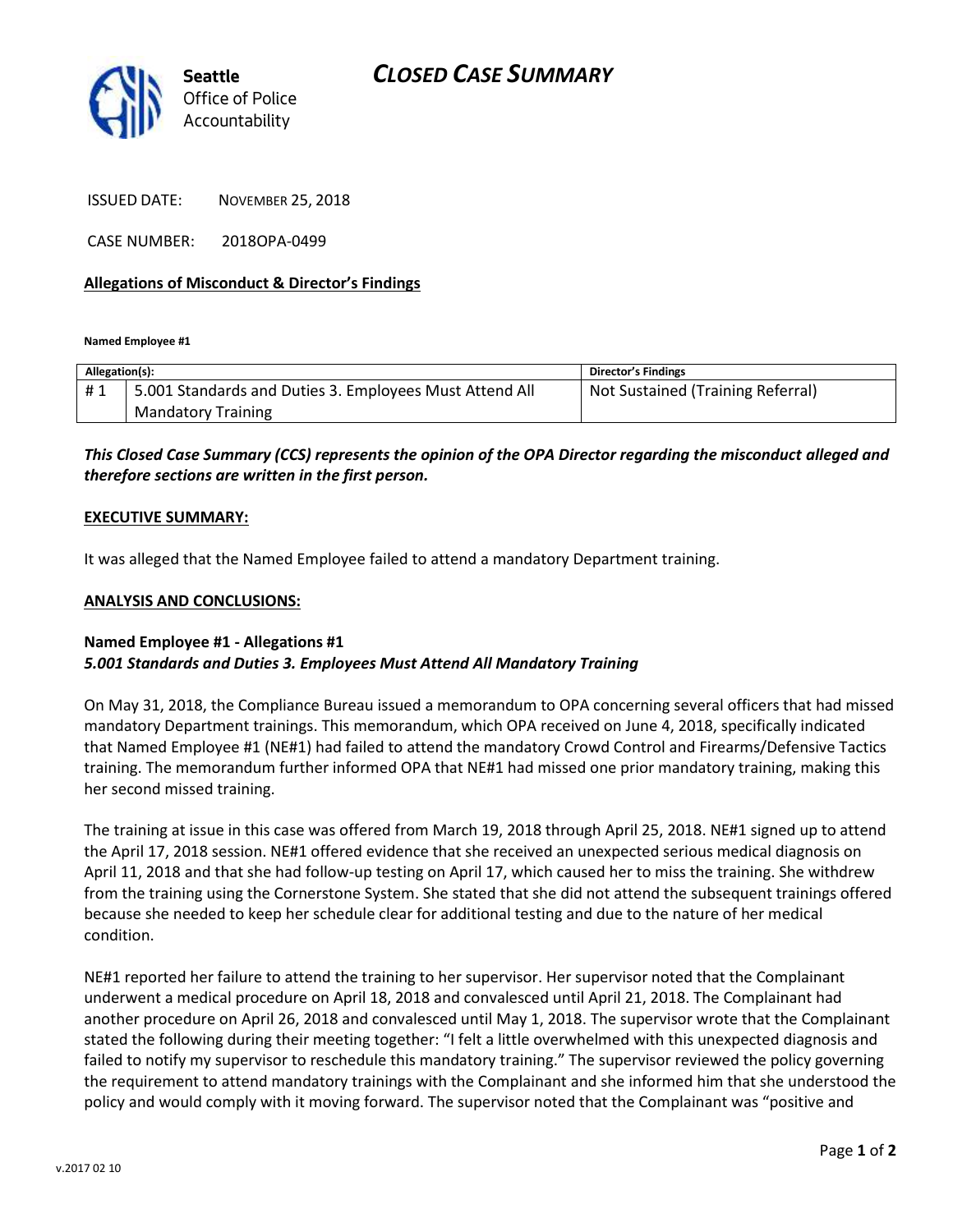Seattle Office of Police Accountability

# CLOSED CASE SUMMARY

ISSUED DATE: NOVEMBER 25, 2018

CASE NUMBER: 2018OPA-0499

**Allegations of Misconduct & Director's Findings**

**Named Employee #1**

| Allegation(s): | | Director's Findings |
|---|---|---|
| # 1 | 5.001 Standards and Duties 3. Employees Must Attend All Mandatory Training | Not Sustained (Training Referral) |

***This Closed Case Summary (CCS) represents the opinion of the OPA Director regarding the misconduct alleged and therefore sections are written in the first person.***

**EXECUTIVE SUMMARY:**

It was alleged that the Named Employee failed to attend a mandatory Department training.

**ANALYSIS AND CONCLUSIONS:**

**Named Employee #1 - Allegations #1**
***5.001 Standards and Duties 3. Employees Must Attend All Mandatory Training***

On May 31, 2018, the Compliance Bureau issued a memorandum to OPA concerning several officers that had missed mandatory Department trainings. This memorandum, which OPA received on June 4, 2018, specifically indicated that Named Employee #1 (NE#1) had failed to attend the mandatory Crowd Control and Firearms/Defensive Tactics training. The memorandum further informed OPA that NE#1 had missed one prior mandatory training, making this her second missed training.

The training at issue in this case was offered from March 19, 2018 through April 25, 2018. NE#1 signed up to attend the April 17, 2018 session. NE#1 offered evidence that she received an unexpected serious medical diagnosis on April 11, 2018 and that she had follow-up testing on April 17, which caused her to miss the training. She withdrew from the training using the Cornerstone System. She stated that she did not attend the subsequent trainings offered because she needed to keep her schedule clear for additional testing and due to the nature of her medical condition.

NE#1 reported her failure to attend the training to her supervisor. Her supervisor noted that the Complainant underwent a medical procedure on April 18, 2018 and convalesced until April 21, 2018. The Complainant had another procedure on April 26, 2018 and convalesced until May 1, 2018. The supervisor wrote that the Complainant stated the following during their meeting together: "I felt a little overwhelmed with this unexpected diagnosis and failed to notify my supervisor to reschedule this mandatory training." The supervisor reviewed the policy governing the requirement to attend mandatory trainings with the Complainant and she informed him that she understood the policy and would comply with it moving forward. The supervisor noted that the Complainant was "positive and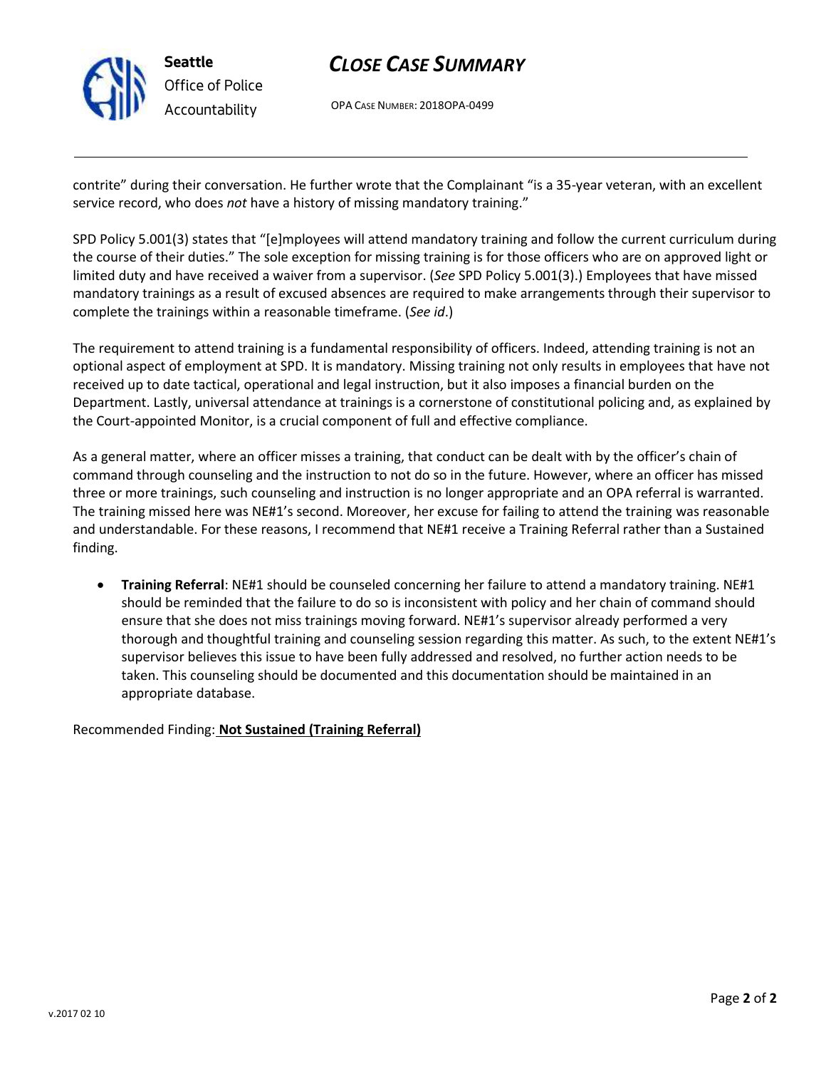contrite" during their conversation. He further wrote that the Complainant "is a 35-year veteran, with an excellent service record, who does *not* have a history of missing mandatory training."

SPD Policy 5.001(3) states that "[e]mployees will attend mandatory training and follow the current curriculum during the course of their duties." The sole exception for missing training is for those officers who are on approved light or limited duty and have received a waiver from a supervisor. (*See* SPD Policy 5.001(3).) Employees that have missed mandatory trainings as a result of excused absences are required to make arrangements through their supervisor to complete the trainings within a reasonable timeframe. (*See id*.)

The requirement to attend training is a fundamental responsibility of officers. Indeed, attending training is not an optional aspect of employment at SPD. It is mandatory. Missing training not only results in employees that have not received up to date tactical, operational and legal instruction, but it also imposes a financial burden on the Department. Lastly, universal attendance at trainings is a cornerstone of constitutional policing and, as explained by the Court-appointed Monitor, is a crucial component of full and effective compliance.

As a general matter, where an officer misses a training, that conduct can be dealt with by the officer's chain of command through counseling and the instruction to not do so in the future. However, where an officer has missed three or more trainings, such counseling and instruction is no longer appropriate and an OPA referral is warranted. The training missed here was NE#1's second. Moreover, her excuse for failing to attend the training was reasonable and understandable. For these reasons, I recommend that NE#1 receive a Training Referral rather than a Sustained finding.

- **Training Referral**: NE#1 should be counseled concerning her failure to attend a mandatory training. NE#1 should be reminded that the failure to do so is inconsistent with policy and her chain of command should ensure that she does not miss trainings moving forward. NE#1's supervisor already performed a very thorough and thoughtful training and counseling session regarding this matter. As such, to the extent NE#1's supervisor believes this issue to have been fully addressed and resolved, no further action needs to be taken. This counseling should be documented and this documentation should be maintained in an appropriate database.

Recommended Finding: **Not Sustained (Training Referral)**